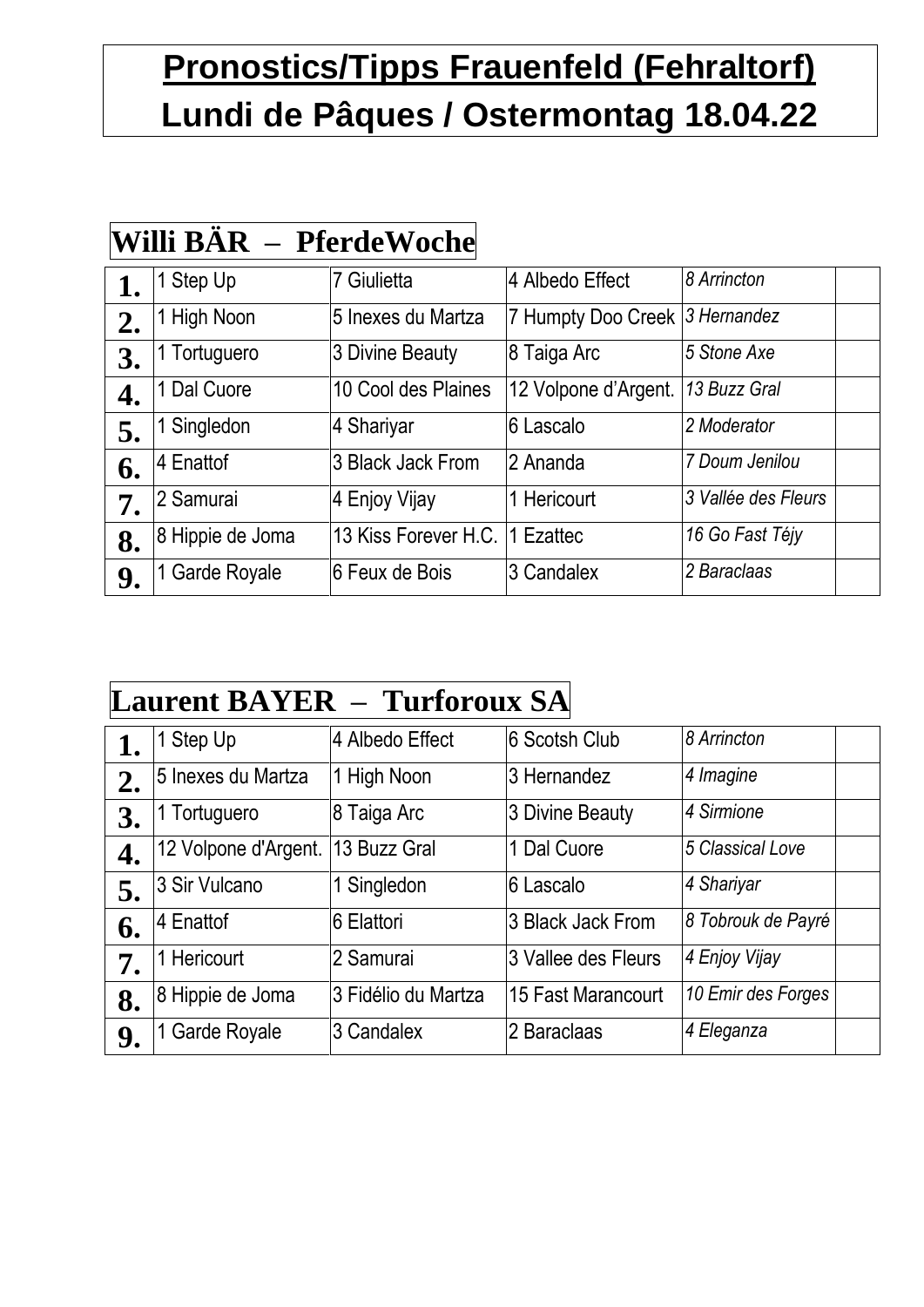# Pronostics/Tipps Frauenfeld (Fehraltorf)

# Lundi de Pâques / Ostermontag 18.04.22

## Willi BÄR – PferdeWoche

| | | | | | |
|---|---|---|---|---|---|
| **1.** | 1 Step Up | 7 Giulietta | 4 Albedo Effect | *8 Arrincton* | |
| **2.** | 1 High Noon | 5 Inexes du Martza | 7 Humpty Doo Creek | *3 Hernandez* | |
| **3.** | 1 Tortuguero | 3 Divine Beauty | 8 Taiga Arc | *5 Stone Axe* | |
| **4.** | 1 Dal Cuore | 10 Cool des Plaines | 12 Volpone d'Argent. | *13 Buzz Gral* | |
| **5.** | 1 Singledon | 4 Shariyar | 6 Lascalo | *2 Moderator* | |
| **6.** | 4 Enattof | 3 Black Jack From | 2 Ananda | *7 Doum Jenilou* | |
| **7.** | 2 Samurai | 4 Enjoy Vijay | 1 Hericourt | *3 Vallée des Fleurs* | |
| **8.** | 8 Hippie de Joma | 13 Kiss Forever H.C. | 1 Ezattec | *16 Go Fast Téjy* | |
| **9.** | 1 Garde Royale | 6 Feux de Bois | 3 Candalex | *2 Baraclaas* | |

## Laurent BAYER – Turforoux SA

| | | | | | |
|---|---|---|---|---|---|
| **1.** | 1 Step Up | 4 Albedo Effect | 6 Scotsh Club | *8 Arrincton* | |
| **2.** | 5 Inexes du Martza | 1 High Noon | 3 Hernandez | *4 Imagine* | |
| **3.** | 1 Tortuguero | 8 Taiga Arc | 3 Divine Beauty | *4 Sirmione* | |
| **4.** | 12 Volpone d'Argent. | 13 Buzz Gral | 1 Dal Cuore | *5 Classical Love* | |
| **5.** | 3 Sir Vulcano | 1 Singledon | 6 Lascalo | *4 Shariyar* | |
| **6.** | 4 Enattof | 6 Elattori | 3 Black Jack From | *8 Tobrouk de Payré* | |
| **7.** | 1 Hericourt | 2 Samurai | 3 Vallee des Fleurs | *4 Enjoy Vijay* | |
| **8.** | 8 Hippie de Joma | 3 Fidélio du Martza | 15 Fast Marancourt | *10 Emir des Forges* | |
| **9.** | 1 Garde Royale | 3 Candalex | 2 Baraclaas | *4 Eleganza* | |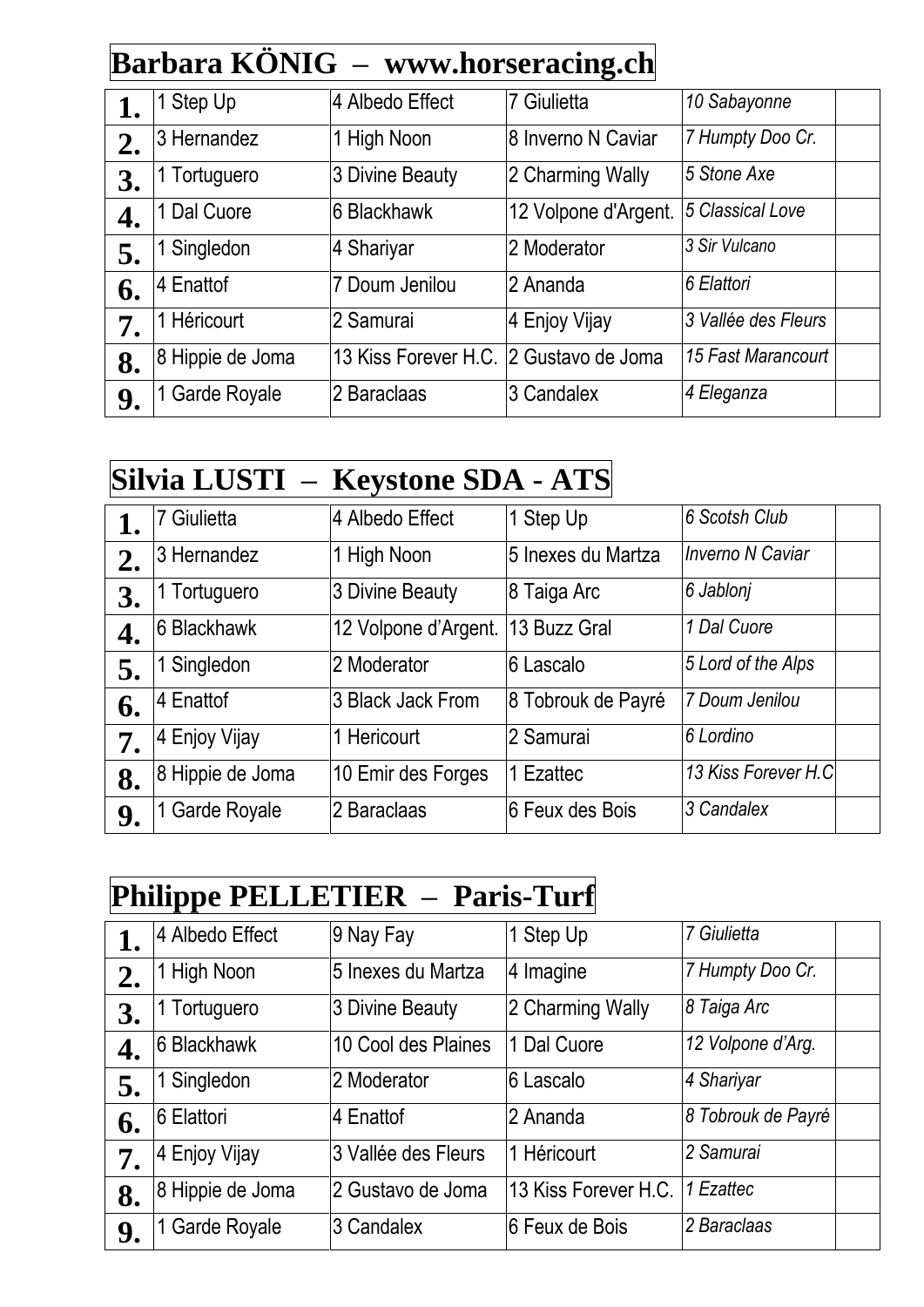## Barbara KÖNIG – www.horseracing.ch

| | | | | | |
|---|---|---|---|---|---|
| **1.** | 1 Step Up | 4 Albedo Effect | 7 Giulietta | *10 Sabayonne* | |
| **2.** | 3 Hernandez | 1 High Noon | 8 Inverno N Caviar | *7 Humpty Doo Cr.* | |
| **3.** | 1 Tortuguero | 3 Divine Beauty | 2 Charming Wally | *5 Stone Axe* | |
| **4.** | 1 Dal Cuore | 6 Blackhawk | 12 Volpone d'Argent. | *5 Classical Love* | |
| **5.** | 1 Singledon | 4 Shariyar | 2 Moderator | *3 Sir Vulcano* | |
| **6.** | 4 Enattof | 7 Doum Jenilou | 2 Ananda | *6 Elattori* | |
| **7.** | 1 Héricourt | 2 Samurai | 4 Enjoy Vijay | *3 Vallée des Fleurs* | |
| **8.** | 8 Hippie de Joma | 13 Kiss Forever H.C. | 2 Gustavo de Joma | *15 Fast Marancourt* | |
| **9.** | 1 Garde Royale | 2 Baraclaas | 3 Candalex | *4 Eleganza* | |

## Silvia LUSTI – Keystone SDA - ATS

| | | | | | |
|---|---|---|---|---|---|
| **1.** | 7 Giulietta | 4 Albedo Effect | 1 Step Up | *6 Scotsh Club* | |
| **2.** | 3 Hernandez | 1 High Noon | 5 Inexes du Martza | *Inverno N Caviar* | |
| **3.** | 1 Tortuguero | 3 Divine Beauty | 8 Taiga Arc | *6 Jablonj* | |
| **4.** | 6 Blackhawk | 12 Volpone d'Argent. | 13 Buzz Gral | *1 Dal Cuore* | |
| **5.** | 1 Singledon | 2 Moderator | 6 Lascalo | *5 Lord of the Alps* | |
| **6.** | 4 Enattof | 3 Black Jack From | 8 Tobrouk de Payré | *7 Doum Jenilou* | |
| **7.** | 4 Enjoy Vijay | 1 Hericourt | 2 Samurai | *6 Lordino* | |
| **8.** | 8 Hippie de Joma | 10 Emir des Forges | 1 Ezattec | *13 Kiss Forever H.C* | |
| **9.** | 1 Garde Royale | 2 Baraclaas | 6 Feux des Bois | *3 Candalex* | |

## Philippe PELLETIER – Paris-Turf

| | | | | | |
|---|---|---|---|---|---|
| **1.** | 4 Albedo Effect | 9 Nay Fay | 1 Step Up | *7 Giulietta* | |
| **2.** | 1 High Noon | 5 Inexes du Martza | 4 Imagine | *7 Humpty Doo Cr.* | |
| **3.** | 1 Tortuguero | 3 Divine Beauty | 2 Charming Wally | *8 Taiga Arc* | |
| **4.** | 6 Blackhawk | 10 Cool des Plaines | 1 Dal Cuore | *12 Volpone d'Arg.* | |
| **5.** | 1 Singledon | 2 Moderator | 6 Lascalo | *4 Shariyar* | |
| **6.** | 6 Elattori | 4 Enattof | 2 Ananda | *8 Tobrouk de Payré* | |
| **7.** | 4 Enjoy Vijay | 3 Vallée des Fleurs | 1 Héricourt | *2 Samurai* | |
| **8.** | 8 Hippie de Joma | 2 Gustavo de Joma | 13 Kiss Forever H.C. | *1 Ezattec* | |
| **9.** | 1 Garde Royale | 3 Candalex | 6 Feux de Bois | *2 Baraclaas* | |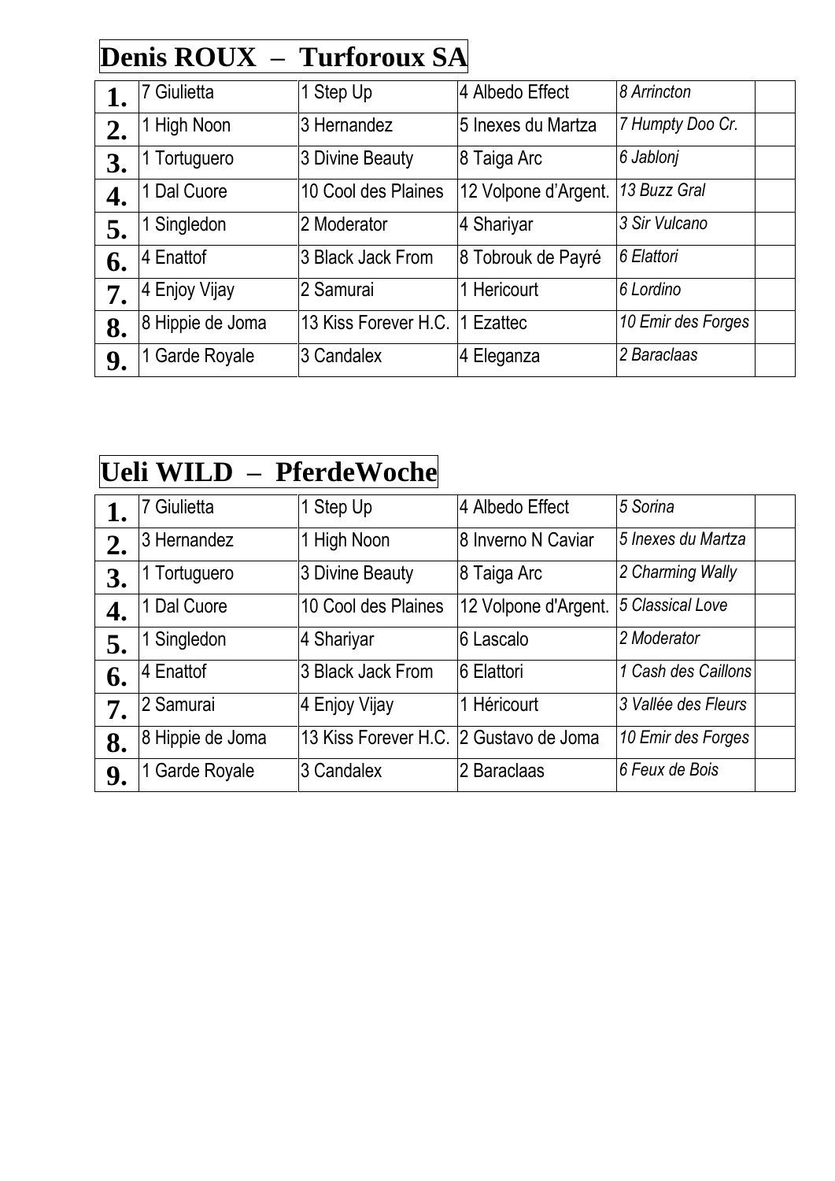## Denis ROUX – Turforoux SA

| | | | | | |
|---|---|---|---|---|---|
| **1.** | 7 Giulietta | 1 Step Up | 4 Albedo Effect | *8 Arrincton* | |
| **2.** | 1 High Noon | 3 Hernandez | 5 Inexes du Martza | *7 Humpty Doo Cr.* | |
| **3.** | 1 Tortuguero | 3 Divine Beauty | 8 Taiga Arc | *6 Jablonj* | |
| **4.** | 1 Dal Cuore | 10 Cool des Plaines | 12 Volpone d'Argent. | *13 Buzz Gral* | |
| **5.** | 1 Singledon | 2 Moderator | 4 Shariyar | *3 Sir Vulcano* | |
| **6.** | 4 Enattof | 3 Black Jack From | 8 Tobrouk de Payré | *6 Elattori* | |
| **7.** | 4 Enjoy Vijay | 2 Samurai | 1 Hericourt | *6 Lordino* | |
| **8.** | 8 Hippie de Joma | 13 Kiss Forever H.C. | 1 Ezattec | *10 Emir des Forges* | |
| **9.** | 1 Garde Royale | 3 Candalex | 4 Eleganza | *2 Baraclaas* | |

## Ueli WILD – PferdeWoche

| | | | | | |
|---|---|---|---|---|---|
| **1.** | 7 Giulietta | 1 Step Up | 4 Albedo Effect | *5 Sorina* | |
| **2.** | 3 Hernandez | 1 High Noon | 8 Inverno N Caviar | *5 Inexes du Martza* | |
| **3.** | 1 Tortuguero | 3 Divine Beauty | 8 Taiga Arc | *2 Charming Wally* | |
| **4.** | 1 Dal Cuore | 10 Cool des Plaines | 12 Volpone d'Argent. | *5 Classical Love* | |
| **5.** | 1 Singledon | 4 Shariyar | 6 Lascalo | *2 Moderator* | |
| **6.** | 4 Enattof | 3 Black Jack From | 6 Elattori | *1 Cash des Caillons* | |
| **7.** | 2 Samurai | 4 Enjoy Vijay | 1 Héricourt | *3 Vallée des Fleurs* | |
| **8.** | 8 Hippie de Joma | 13 Kiss Forever H.C. | 2 Gustavo de Joma | *10 Emir des Forges* | |
| **9.** | 1 Garde Royale | 3 Candalex | 2 Baraclaas | *6 Feux de Bois* | |